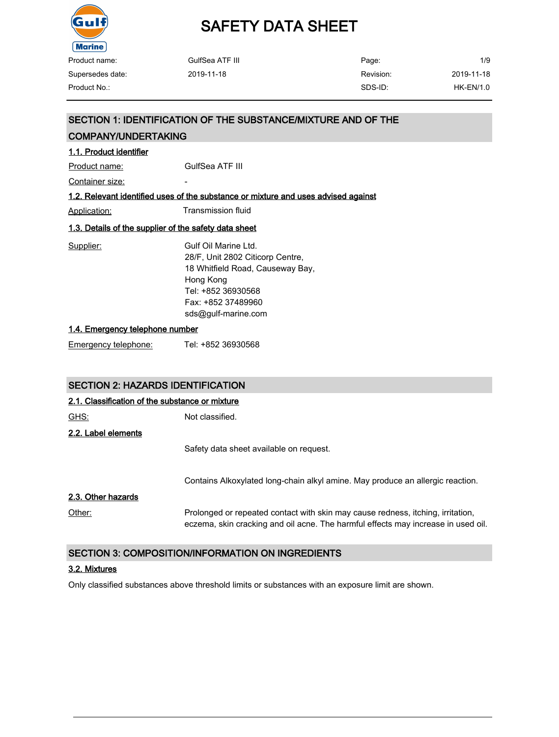# SAFETY DATA SHEET

| Product name: | GulfSea ATF III | Page: | 1/9 |
|---|---|---|---|
| Supersedes date: | 2019-11-18 | Revision: | 2019-11-18 |
| Product No.: | | SDS-ID: | HK-EN/1.0 |

## SECTION 1: IDENTIFICATION OF THE SUBSTANCE/MIXTURE AND OF THE COMPANY/UNDERTAKING

### 1.1. Product identifier

Product name: GulfSea ATF III

Container size: -

### 1.2. Relevant identified uses of the substance or mixture and uses advised against

Application: Transmission fluid

### 1.3. Details of the supplier of the safety data sheet

Supplier:
Gulf Oil Marine Ltd.
28/F, Unit 2802 Citicorp Centre,
18 Whitfield Road, Causeway Bay,
Hong Kong
Tel: +852 36930568
Fax: +852 37489960
sds@gulf-marine.com

### 1.4. Emergency telephone number

Emergency telephone: Tel: +852 36930568

## SECTION 2: HAZARDS IDENTIFICATION

### 2.1. Classification of the substance or mixture

GHS: Not classified.

### 2.2. Label elements

Safety data sheet available on request.

Contains Alkoxylated long-chain alkyl amine. May produce an allergic reaction.

### 2.3. Other hazards

Other: Prolonged or repeated contact with skin may cause redness, itching, irritation, eczema, skin cracking and oil acne. The harmful effects may increase in used oil.

## SECTION 3: COMPOSITION/INFORMATION ON INGREDIENTS

### 3.2. Mixtures

Only classified substances above threshold limits or substances with an exposure limit are shown.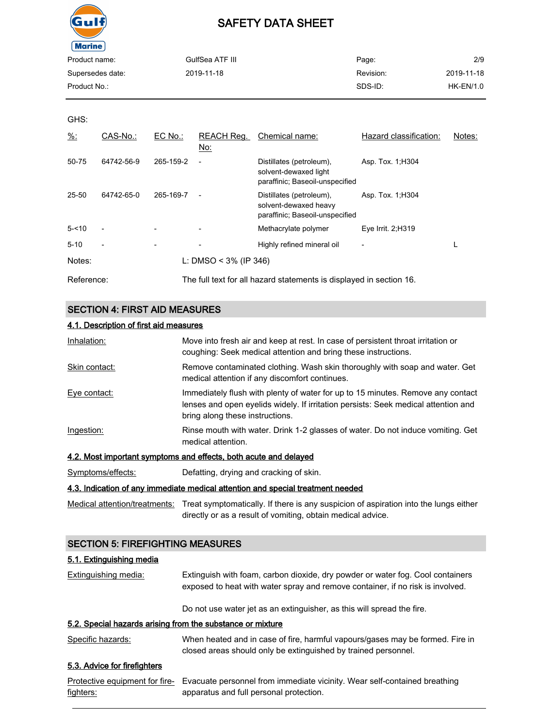GHS:

| %: | CAS-No.: | EC No.: | REACH Reg. No: | Chemical name: | Hazard classification: | Notes: |
|---|---|---|---|---|---|---|
| 50-75 | 64742-56-9 | 265-159-2 | - | Distillates (petroleum), solvent-dewaxed light paraffinic; Baseoil-unspecified | Asp. Tox. 1;H304 | |
| 25-50 | 64742-65-0 | 265-169-7 | - | Distillates (petroleum), solvent-dewaxed heavy paraffinic; Baseoil-unspecified | Asp. Tox. 1;H304 | |
| 5-<10 | - | - | - | Methacrylate polymer | Eye Irrit. 2;H319 | |
| 5-10 | - | - | - | Highly refined mineral oil | - | L |

Notes: L: DMSO < 3% (IP 346)

Reference: The full text for all hazard statements is displayed in section 16.

## SECTION 4: FIRST AID MEASURES

### 4.1. Description of first aid measures

Inhalation: Move into fresh air and keep at rest. In case of persistent throat irritation or coughing: Seek medical attention and bring these instructions.

Skin contact: Remove contaminated clothing. Wash skin thoroughly with soap and water. Get medical attention if any discomfort continues.

Eye contact: Immediately flush with plenty of water for up to 15 minutes. Remove any contact lenses and open eyelids widely. If irritation persists: Seek medical attention and bring along these instructions.

Ingestion: Rinse mouth with water. Drink 1-2 glasses of water. Do not induce vomiting. Get medical attention.

### 4.2. Most important symptoms and effects, both acute and delayed

Symptoms/effects: Defatting, drying and cracking of skin.

### 4.3. Indication of any immediate medical attention and special treatment needed

Medical attention/treatments: Treat symptomatically. If there is any suspicion of aspiration into the lungs either directly or as a result of vomiting, obtain medical advice.

## SECTION 5: FIREFIGHTING MEASURES

### 5.1. Extinguishing media

Extinguishing media: Extinguish with foam, carbon dioxide, dry powder or water fog. Cool containers exposed to heat with water spray and remove container, if no risk is involved.

Do not use water jet as an extinguisher, as this will spread the fire.

### 5.2. Special hazards arising from the substance or mixture

Specific hazards: When heated and in case of fire, harmful vapours/gases may be formed. Fire in closed areas should only be extinguished by trained personnel.

### 5.3. Advice for firefighters

Protective equipment for fire-fighters: Evacuate personnel from immediate vicinity. Wear self-contained breathing apparatus and full personal protection.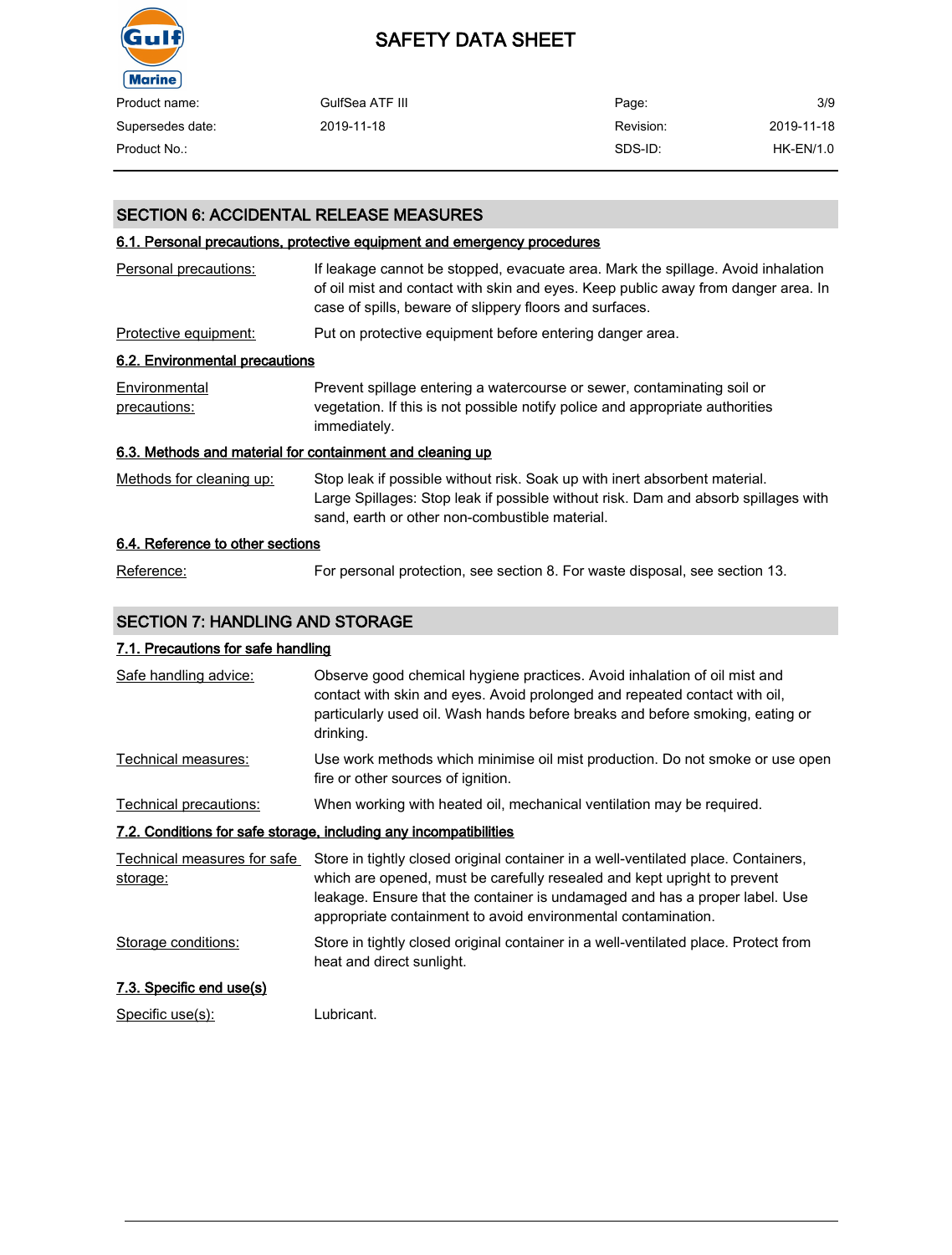## SECTION 6: ACCIDENTAL RELEASE MEASURES

### 6.1. Personal precautions, protective equipment and emergency procedures

| | |
|---|---|
| Personal precautions: | If leakage cannot be stopped, evacuate area. Mark the spillage. Avoid inhalation of oil mist and contact with skin and eyes. Keep public away from danger area. In case of spills, beware of slippery floors and surfaces. |
| Protective equipment: | Put on protective equipment before entering danger area. |

### 6.2. Environmental precautions

| | |
|---|---|
| Environmental precautions: | Prevent spillage entering a watercourse or sewer, contaminating soil or vegetation. If this is not possible notify police and appropriate authorities immediately. |

### 6.3. Methods and material for containment and cleaning up

| | |
|---|---|
| Methods for cleaning up: | Stop leak if possible without risk. Soak up with inert absorbent material. Large Spillages: Stop leak if possible without risk. Dam and absorb spillages with sand, earth or other non-combustible material. |

### 6.4. Reference to other sections

| | |
|---|---|
| Reference: | For personal protection, see section 8. For waste disposal, see section 13. |

## SECTION 7: HANDLING AND STORAGE

### 7.1. Precautions for safe handling

| | |
|---|---|
| Safe handling advice: | Observe good chemical hygiene practices. Avoid inhalation of oil mist and contact with skin and eyes. Avoid prolonged and repeated contact with oil, particularly used oil. Wash hands before breaks and before smoking, eating or drinking. |
| Technical measures: | Use work methods which minimise oil mist production. Do not smoke or use open fire or other sources of ignition. |
| Technical precautions: | When working with heated oil, mechanical ventilation may be required. |

### 7.2. Conditions for safe storage, including any incompatibilities

| | |
|---|---|
| Technical measures for safe storage: | Store in tightly closed original container in a well-ventilated place. Containers, which are opened, must be carefully resealed and kept upright to prevent leakage. Ensure that the container is undamaged and has a proper label. Use appropriate containment to avoid environmental contamination. |
| Storage conditions: | Store in tightly closed original container in a well-ventilated place. Protect from heat and direct sunlight. |

### 7.3. Specific end use(s)

| | |
|---|---|
| Specific use(s): | Lubricant. |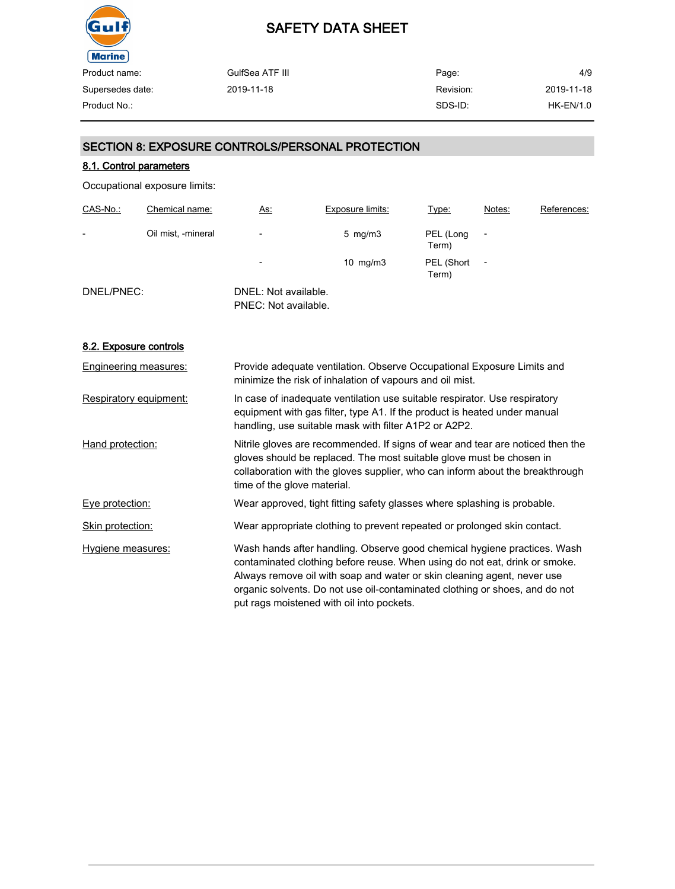## SECTION 8: EXPOSURE CONTROLS/PERSONAL PROTECTION

### 8.1. Control parameters

Occupational exposure limits:

| CAS-No.: | Chemical name: | As: | Exposure limits: | Type: | Notes: | References: |
|---|---|---|---|---|---|---|
| - | Oil mist, -mineral | - | 5 mg/m3 | PEL (Long Term) | - | |
| | | - | 10 mg/m3 | PEL (Short Term) | - | |

DNEL/PNEC:
DNEL: Not available.
PNEC: Not available.

### 8.2. Exposure controls

**Engineering measures:** Provide adequate ventilation. Observe Occupational Exposure Limits and minimize the risk of inhalation of vapours and oil mist.

**Respiratory equipment:** In case of inadequate ventilation use suitable respirator. Use respiratory equipment with gas filter, type A1. If the product is heated under manual handling, use suitable mask with filter A1P2 or A2P2.

**Hand protection:** Nitrile gloves are recommended. If signs of wear and tear are noticed then the gloves should be replaced. The most suitable glove must be chosen in collaboration with the gloves supplier, who can inform about the breakthrough time of the glove material.

**Eye protection:** Wear approved, tight fitting safety glasses where splashing is probable.

**Skin protection:** Wear appropriate clothing to prevent repeated or prolonged skin contact.

**Hygiene measures:** Wash hands after handling. Observe good chemical hygiene practices. Wash contaminated clothing before reuse. When using do not eat, drink or smoke. Always remove oil with soap and water or skin cleaning agent, never use organic solvents. Do not use oil-contaminated clothing or shoes, and do not put rags moistened with oil into pockets.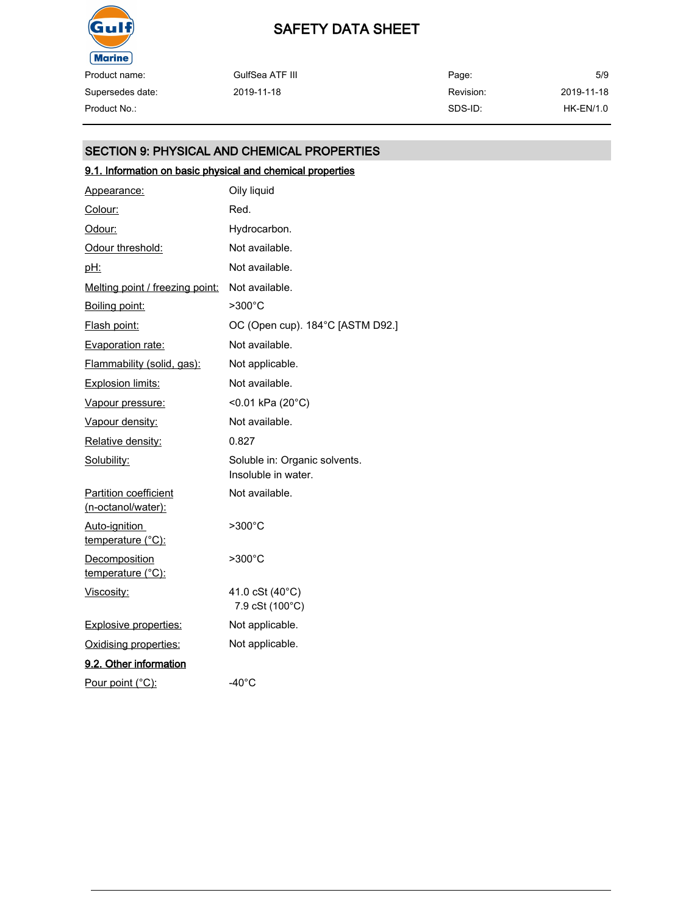## SECTION 9: PHYSICAL AND CHEMICAL PROPERTIES

### 9.1. Information on basic physical and chemical properties

| Property | Value |
|---|---|
| Appearance: | Oily liquid |
| Colour: | Red. |
| Odour: | Hydrocarbon. |
| Odour threshold: | Not available. |
| pH: | Not available. |
| Melting point / freezing point: | Not available. |
| Boiling point: | >300°C |
| Flash point: | OC (Open cup). 184°C [ASTM D92.] |
| Evaporation rate: | Not available. |
| Flammability (solid, gas): | Not applicable. |
| Explosion limits: | Not available. |
| Vapour pressure: | <0.01 kPa (20°C) |
| Vapour density: | Not available. |
| Relative density: | 0.827 |
| Solubility: | Soluble in: Organic solvents.<br>Insoluble in water. |
| Partition coefficient (n-octanol/water): | Not available. |
| Auto-ignition temperature (°C): | >300°C |
| Decomposition temperature (°C): | >300°C |
| Viscosity: | 41.0 cSt (40°C)<br>7.9 cSt (100°C) |
| Explosive properties: | Not applicable. |
| Oxidising properties: | Not applicable. |

### 9.2. Other information

| Property | Value |
|---|---|
| Pour point (°C): | -40°C |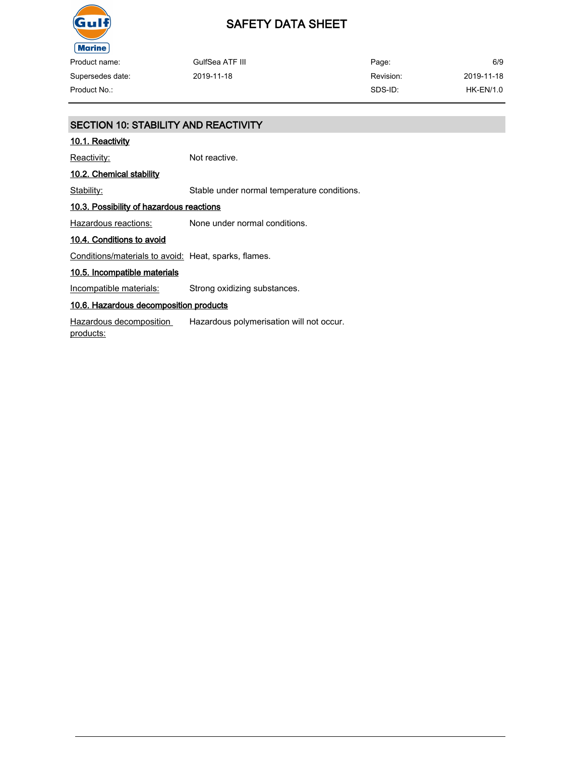## SECTION 10: STABILITY AND REACTIVITY

### 10.1. Reactivity

Reactivity: Not reactive.

### 10.2. Chemical stability

Stability: Stable under normal temperature conditions.

### 10.3. Possibility of hazardous reactions

Hazardous reactions: None under normal conditions.

### 10.4. Conditions to avoid

Conditions/materials to avoid: Heat, sparks, flames.

### 10.5. Incompatible materials

Incompatible materials: Strong oxidizing substances.

### 10.6. Hazardous decomposition products

Hazardous decomposition products: Hazardous polymerisation will not occur.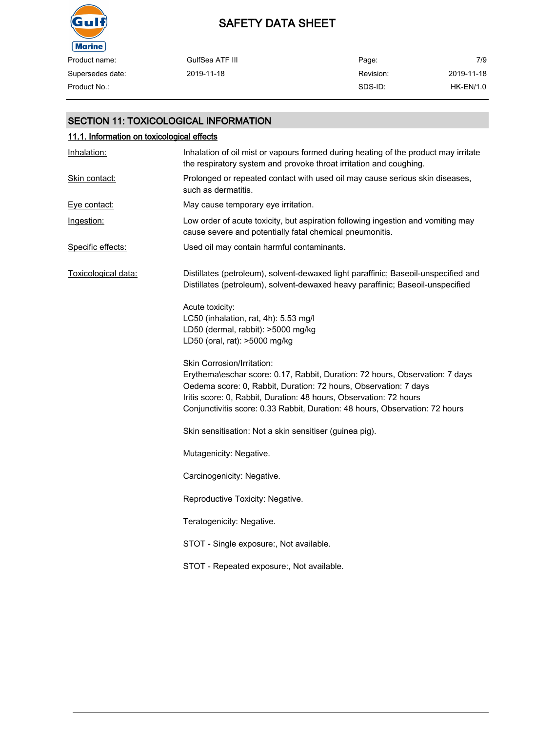## SECTION 11: TOXICOLOGICAL INFORMATION

### 11.1. Information on toxicological effects

**Inhalation:** Inhalation of oil mist or vapours formed during heating of the product may irritate the respiratory system and provoke throat irritation and coughing.

**Skin contact:** Prolonged or repeated contact with used oil may cause serious skin diseases, such as dermatitis.

**Eye contact:** May cause temporary eye irritation.

**Ingestion:** Low order of acute toxicity, but aspiration following ingestion and vomiting may cause severe and potentially fatal chemical pneumonitis.

**Specific effects:** Used oil may contain harmful contaminants.

**Toxicological data:** Distillates (petroleum), solvent-dewaxed light paraffinic; Baseoil-unspecified and Distillates (petroleum), solvent-dewaxed heavy paraffinic; Baseoil-unspecified

Acute toxicity:
LC50 (inhalation, rat, 4h): 5.53 mg/l
LD50 (dermal, rabbit): >5000 mg/kg
LD50 (oral, rat): >5000 mg/kg

Skin Corrosion/Irritation:
Erythema\eschar score: 0.17, Rabbit, Duration: 72 hours, Observation: 7 days
Oedema score: 0, Rabbit, Duration: 72 hours, Observation: 7 days
Iritis score: 0, Rabbit, Duration: 48 hours, Observation: 72 hours
Conjunctivitis score: 0.33 Rabbit, Duration: 48 hours, Observation: 72 hours

Skin sensitisation: Not a skin sensitiser (guinea pig).

Mutagenicity: Negative.

Carcinogenicity: Negative.

Reproductive Toxicity: Negative.

Teratogenicity: Negative.

STOT - Single exposure:, Not available.

STOT - Repeated exposure:, Not available.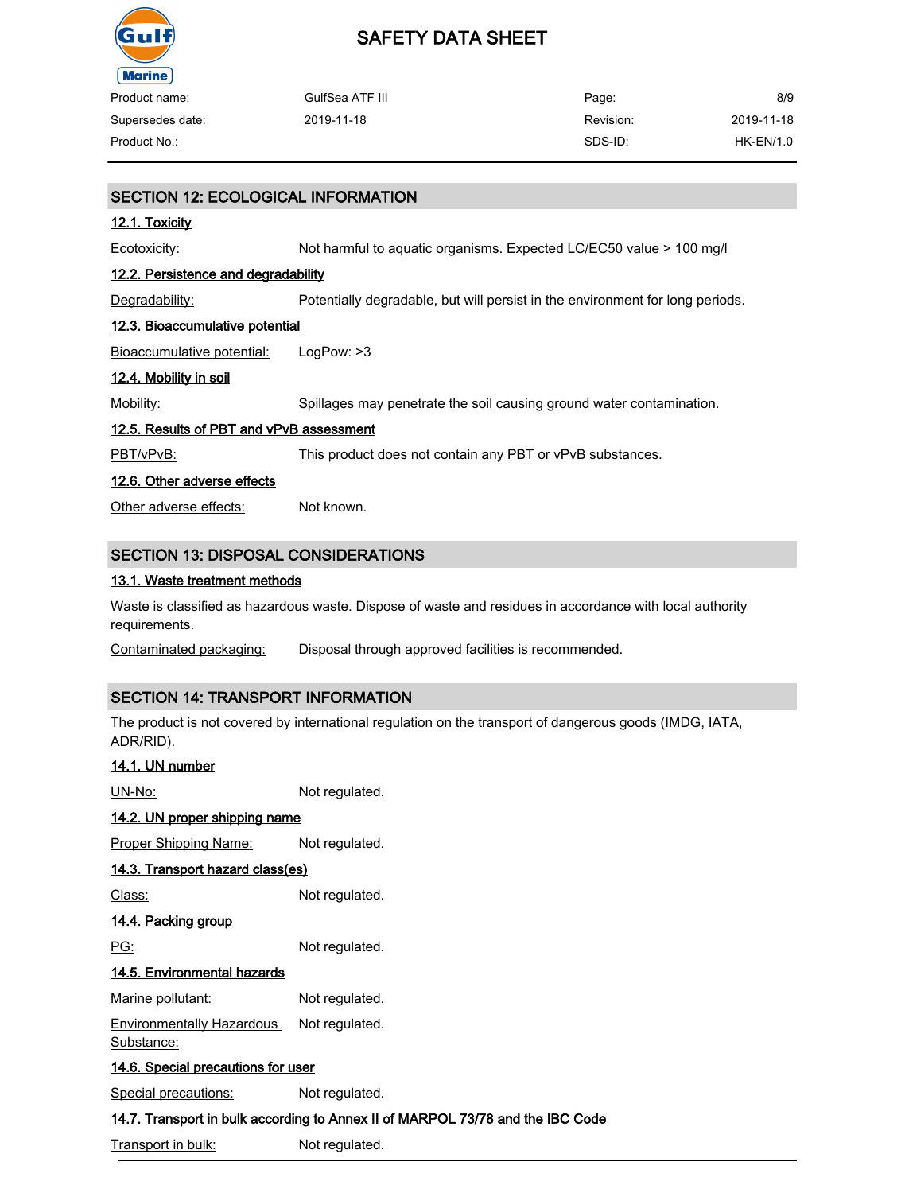## SECTION 12: ECOLOGICAL INFORMATION

### 12.1. Toxicity

Ecotoxicity: Not harmful to aquatic organisms. Expected LC/EC50 value > 100 mg/l

### 12.2. Persistence and degradability

Degradability: Potentially degradable, but will persist in the environment for long periods.

### 12.3. Bioaccumulative potential

Bioaccumulative potential: LogPow: >3

### 12.4. Mobility in soil

Mobility: Spillages may penetrate the soil causing ground water contamination.

### 12.5. Results of PBT and vPvB assessment

PBT/vPvB: This product does not contain any PBT or vPvB substances.

### 12.6. Other adverse effects

Other adverse effects: Not known.

## SECTION 13: DISPOSAL CONSIDERATIONS

### 13.1. Waste treatment methods

Waste is classified as hazardous waste. Dispose of waste and residues in accordance with local authority requirements.

Contaminated packaging: Disposal through approved facilities is recommended.

## SECTION 14: TRANSPORT INFORMATION

The product is not covered by international regulation on the transport of dangerous goods (IMDG, IATA, ADR/RID).

### 14.1. UN number

UN-No: Not regulated.

### 14.2. UN proper shipping name

Proper Shipping Name: Not regulated.

### 14.3. Transport hazard class(es)

Class: Not regulated.

### 14.4. Packing group

PG: Not regulated.

### 14.5. Environmental hazards

Marine pollutant: Not regulated.

Environmentally Hazardous Substance: Not regulated.

### 14.6. Special precautions for user

Special precautions: Not regulated.

### 14.7. Transport in bulk according to Annex II of MARPOL 73/78 and the IBC Code

Transport in bulk: Not regulated.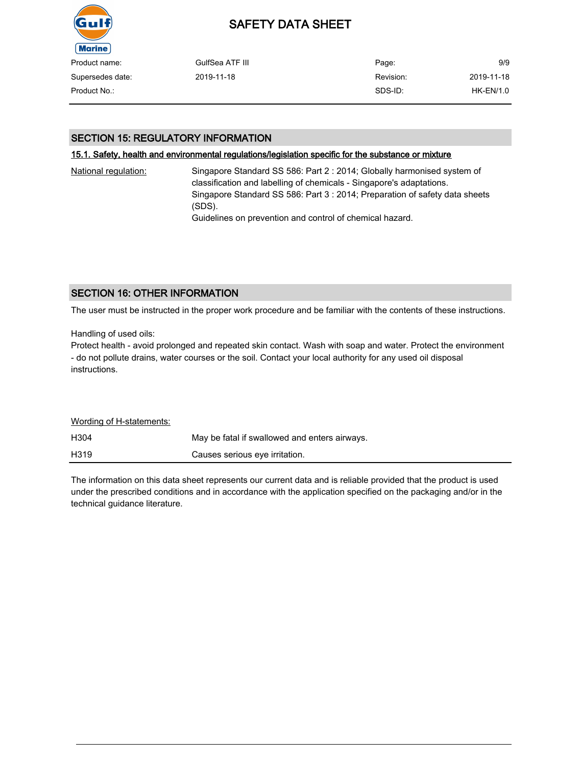## SECTION 15: REGULATORY INFORMATION

### 15.1. Safety, health and environmental regulations/legislation specific for the substance or mixture

| | |
|---|---|
| National regulation: | Singapore Standard SS 586: Part 2 : 2014; Globally harmonised system of classification and labelling of chemicals - Singapore's adaptations.<br>Singapore Standard SS 586: Part 3 : 2014; Preparation of safety data sheets (SDS).<br>Guidelines on prevention and control of chemical hazard. |

## SECTION 16: OTHER INFORMATION

The user must be instructed in the proper work procedure and be familiar with the contents of these instructions.

Handling of used oils:
Protect health - avoid prolonged and repeated skin contact. Wash with soap and water. Protect the environment - do not pollute drains, water courses or the soil. Contact your local authority for any used oil disposal instructions.

Wording of H-statements:

| | |
|---|---|
| H304 | May be fatal if swallowed and enters airways. |
| H319 | Causes serious eye irritation. |

The information on this data sheet represents our current data and is reliable provided that the product is used under the prescribed conditions and in accordance with the application specified on the packaging and/or in the technical guidance literature.